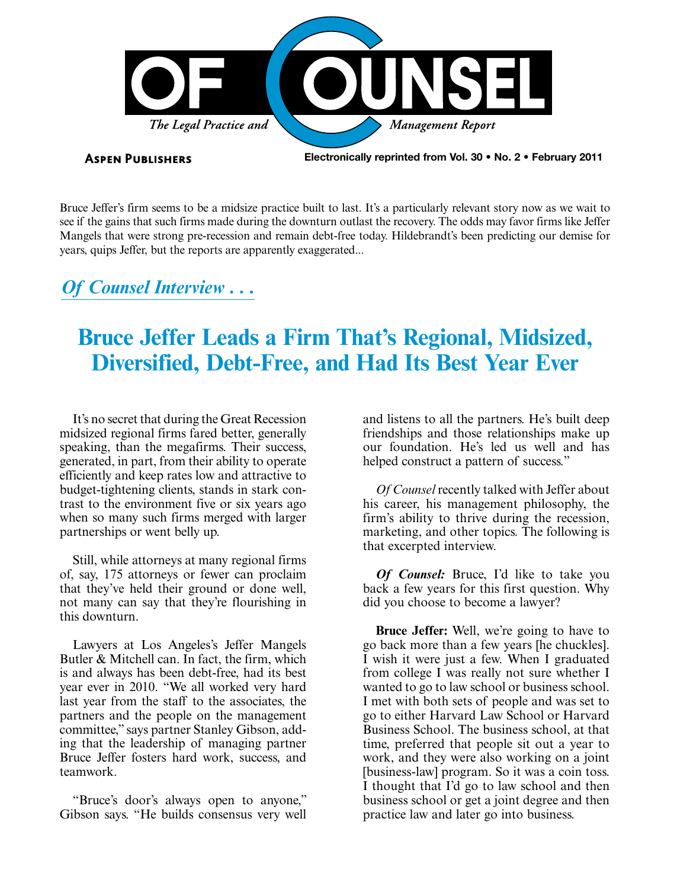# OF COUNSEL

*The Legal Practice and Management Report*

**Aspen Publishers**

**Electronically reprinted from Vol. 30 • No. 2 • February 2011**

Bruce Jeffer's firm seems to be a midsize practice built to last. It's a particularly relevant story now as we wait to see if the gains that such firms made during the downturn outlast the recovery. The odds may favor firms like Jeffer Mangels that were strong pre-recession and remain debt-free today. Hildebrandt's been predicting our demise for years, quips Jeffer, but the reports are apparently exaggerated...

## *Of Counsel Interview . . .*

# Bruce Jeffer Leads a Firm That's Regional, Midsized, Diversified, Debt-Free, and Had Its Best Year Ever

It's no secret that during the Great Recession midsized regional firms fared better, generally speaking, than the megafirms. Their success, generated, in part, from their ability to operate efficiently and keep rates low and attractive to budget-tightening clients, stands in stark contrast to the environment five or six years ago when so many such firms merged with larger partnerships or went belly up.

Still, while attorneys at many regional firms of, say, 175 attorneys or fewer can proclaim that they've held their ground or done well, not many can say that they're flourishing in this downturn.

Lawyers at Los Angeles's Jeffer Mangels Butler & Mitchell can. In fact, the firm, which is and always has been debt-free, had its best year ever in 2010. "We all worked very hard last year from the staff to the associates, the partners and the people on the management committee," says partner Stanley Gibson, adding that the leadership of managing partner Bruce Jeffer fosters hard work, success, and teamwork.

"Bruce's door's always open to anyone," Gibson says. "He builds consensus very well and listens to all the partners. He's built deep friendships and those relationships make up our foundation. He's led us well and has helped construct a pattern of success."

*Of Counsel* recently talked with Jeffer about his career, his management philosophy, the firm's ability to thrive during the recession, marketing, and other topics. The following is that excerpted interview.

***Of Counsel:*** Bruce, I'd like to take you back a few years for this first question. Why did you choose to become a lawyer?

**Bruce Jeffer:** Well, we're going to have to go back more than a few years [he chuckles]. I wish it were just a few. When I graduated from college I was really not sure whether I wanted to go to law school or business school. I met with both sets of people and was set to go to either Harvard Law School or Harvard Business School. The business school, at that time, preferred that people sit out a year to work, and they were also working on a joint [business-law] program. So it was a coin toss. I thought that I'd go to law school and then business school or get a joint degree and then practice law and later go into business.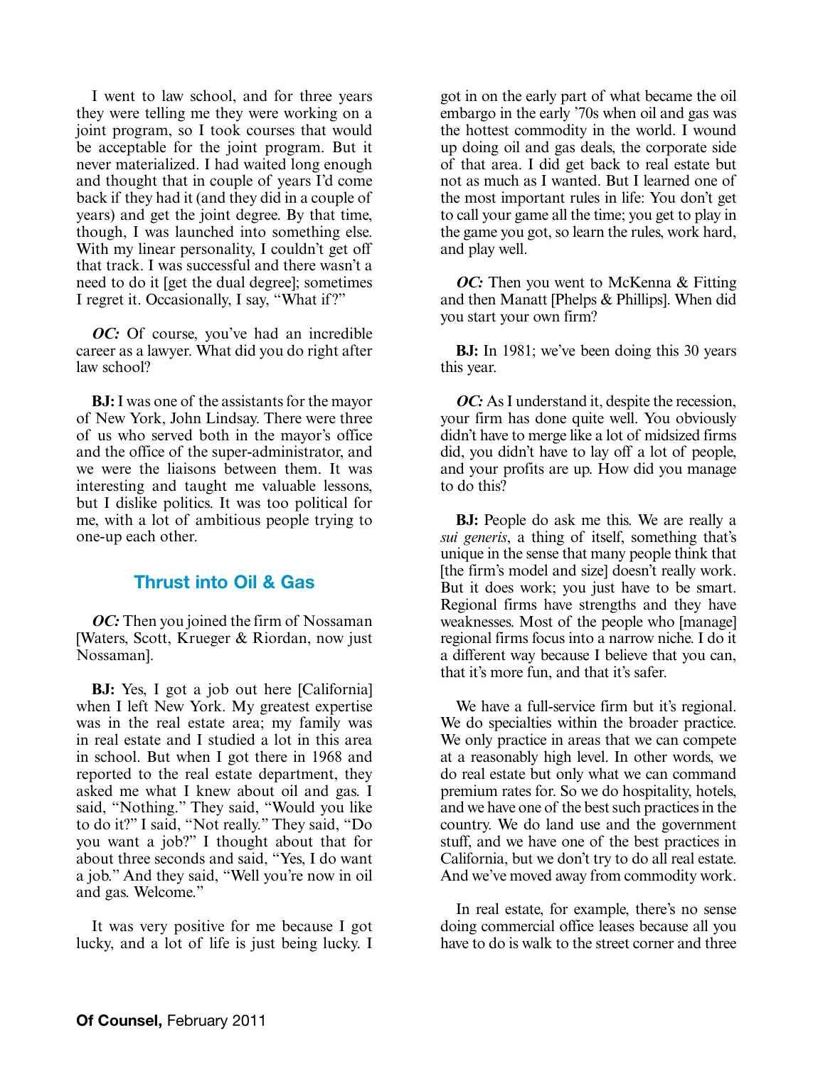I went to law school, and for three years they were telling me they were working on a joint program, so I took courses that would be acceptable for the joint program. But it never materialized. I had waited long enough and thought that in couple of years I'd come back if they had it (and they did in a couple of years) and get the joint degree. By that time, though, I was launched into something else. With my linear personality, I couldn't get off that track. I was successful and there wasn't a need to do it [get the dual degree]; sometimes I regret it. Occasionally, I say, "What if?"

***OC:*** Of course, you've had an incredible career as a lawyer. What did you do right after law school?

**BJ:** I was one of the assistants for the mayor of New York, John Lindsay. There were three of us who served both in the mayor's office and the office of the super-administrator, and we were the liaisons between them. It was interesting and taught me valuable lessons, but I dislike politics. It was too political for me, with a lot of ambitious people trying to one-up each other.

## Thrust into Oil & Gas

***OC:*** Then you joined the firm of Nossaman [Waters, Scott, Krueger & Riordan, now just Nossaman].

**BJ:** Yes, I got a job out here [California] when I left New York. My greatest expertise was in the real estate area; my family was in real estate and I studied a lot in this area in school. But when I got there in 1968 and reported to the real estate department, they asked me what I knew about oil and gas. I said, "Nothing." They said, "Would you like to do it?" I said, "Not really." They said, "Do you want a job?" I thought about that for about three seconds and said, "Yes, I do want a job." And they said, "Well you're now in oil and gas. Welcome."

It was very positive for me because I got lucky, and a lot of life is just being lucky. I got in on the early part of what became the oil embargo in the early '70s when oil and gas was the hottest commodity in the world. I wound up doing oil and gas deals, the corporate side of that area. I did get back to real estate but not as much as I wanted. But I learned one of the most important rules in life: You don't get to call your game all the time; you get to play in the game you got, so learn the rules, work hard, and play well.

***OC:*** Then you went to McKenna & Fitting and then Manatt [Phelps & Phillips]. When did you start your own firm?

**BJ:** In 1981; we've been doing this 30 years this year.

***OC:*** As I understand it, despite the recession, your firm has done quite well. You obviously didn't have to merge like a lot of midsized firms did, you didn't have to lay off a lot of people, and your profits are up. How did you manage to do this?

**BJ:** People do ask me this. We are really a *sui generis*, a thing of itself, something that's unique in the sense that many people think that [the firm's model and size] doesn't really work. But it does work; you just have to be smart. Regional firms have strengths and they have weaknesses. Most of the people who [manage] regional firms focus into a narrow niche. I do it a different way because I believe that you can, that it's more fun, and that it's safer.

We have a full-service firm but it's regional. We do specialties within the broader practice. We only practice in areas that we can compete at a reasonably high level. In other words, we do real estate but only what we can command premium rates for. So we do hospitality, hotels, and we have one of the best such practices in the country. We do land use and the government stuff, and we have one of the best practices in California, but we don't try to do all real estate. And we've moved away from commodity work.

In real estate, for example, there's no sense doing commercial office leases because all you have to do is walk to the street corner and three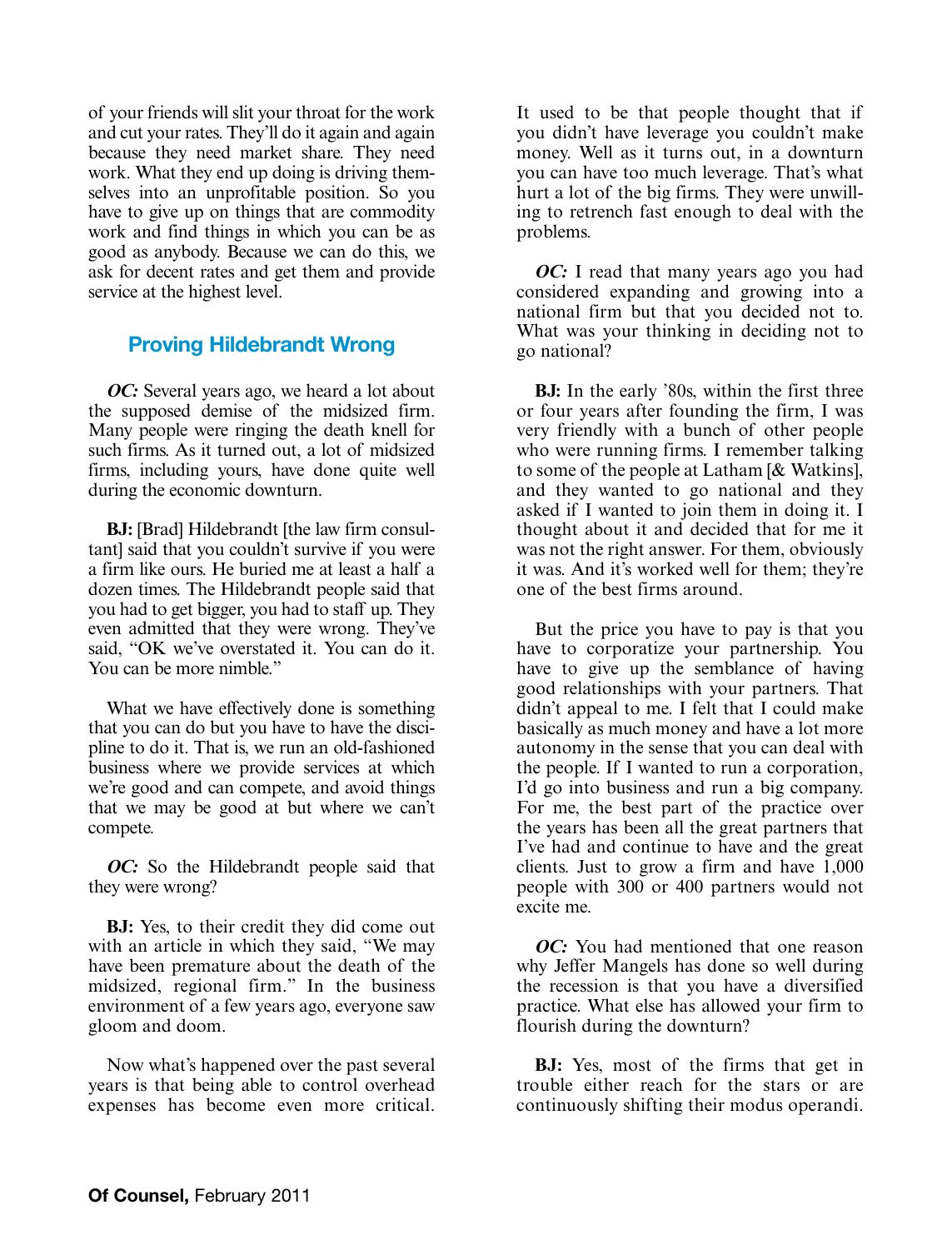of your friends will slit your throat for the work and cut your rates. They'll do it again and again because they need market share. They need work. What they end up doing is driving themselves into an unprofitable position. So you have to give up on things that are commodity work and find things in which you can be as good as anybody. Because we can do this, we ask for decent rates and get them and provide service at the highest level.

## Proving Hildebrandt Wrong

***OC:*** Several years ago, we heard a lot about the supposed demise of the midsized firm. Many people were ringing the death knell for such firms. As it turned out, a lot of midsized firms, including yours, have done quite well during the economic downturn.

**BJ:** [Brad] Hildebrandt [the law firm consultant] said that you couldn't survive if you were a firm like ours. He buried me at least a half a dozen times. The Hildebrandt people said that you had to get bigger, you had to staff up. They even admitted that they were wrong. They've said, "OK we've overstated it. You can do it. You can be more nimble."

What we have effectively done is something that you can do but you have to have the discipline to do it. That is, we run an old-fashioned business where we provide services at which we're good and can compete, and avoid things that we may be good at but where we can't compete.

***OC:*** So the Hildebrandt people said that they were wrong?

**BJ:** Yes, to their credit they did come out with an article in which they said, "We may have been premature about the death of the midsized, regional firm." In the business environment of a few years ago, everyone saw gloom and doom.

Now what's happened over the past several years is that being able to control overhead expenses has become even more critical. It used to be that people thought that if you didn't have leverage you couldn't make money. Well as it turns out, in a downturn you can have too much leverage. That's what hurt a lot of the big firms. They were unwilling to retrench fast enough to deal with the problems.

***OC:*** I read that many years ago you had considered expanding and growing into a national firm but that you decided not to. What was your thinking in deciding not to go national?

**BJ:** In the early '80s, within the first three or four years after founding the firm, I was very friendly with a bunch of other people who were running firms. I remember talking to some of the people at Latham [& Watkins], and they wanted to go national and they asked if I wanted to join them in doing it. I thought about it and decided that for me it was not the right answer. For them, obviously it was. And it's worked well for them; they're one of the best firms around.

But the price you have to pay is that you have to corporatize your partnership. You have to give up the semblance of having good relationships with your partners. That didn't appeal to me. I felt that I could make basically as much money and have a lot more autonomy in the sense that you can deal with the people. If I wanted to run a corporation, I'd go into business and run a big company. For me, the best part of the practice over the years has been all the great partners that I've had and continue to have and the great clients. Just to grow a firm and have 1,000 people with 300 or 400 partners would not excite me.

***OC:*** You had mentioned that one reason why Jeffer Mangels has done so well during the recession is that you have a diversified practice. What else has allowed your firm to flourish during the downturn?

**BJ:** Yes, most of the firms that get in trouble either reach for the stars or are continuously shifting their modus operandi.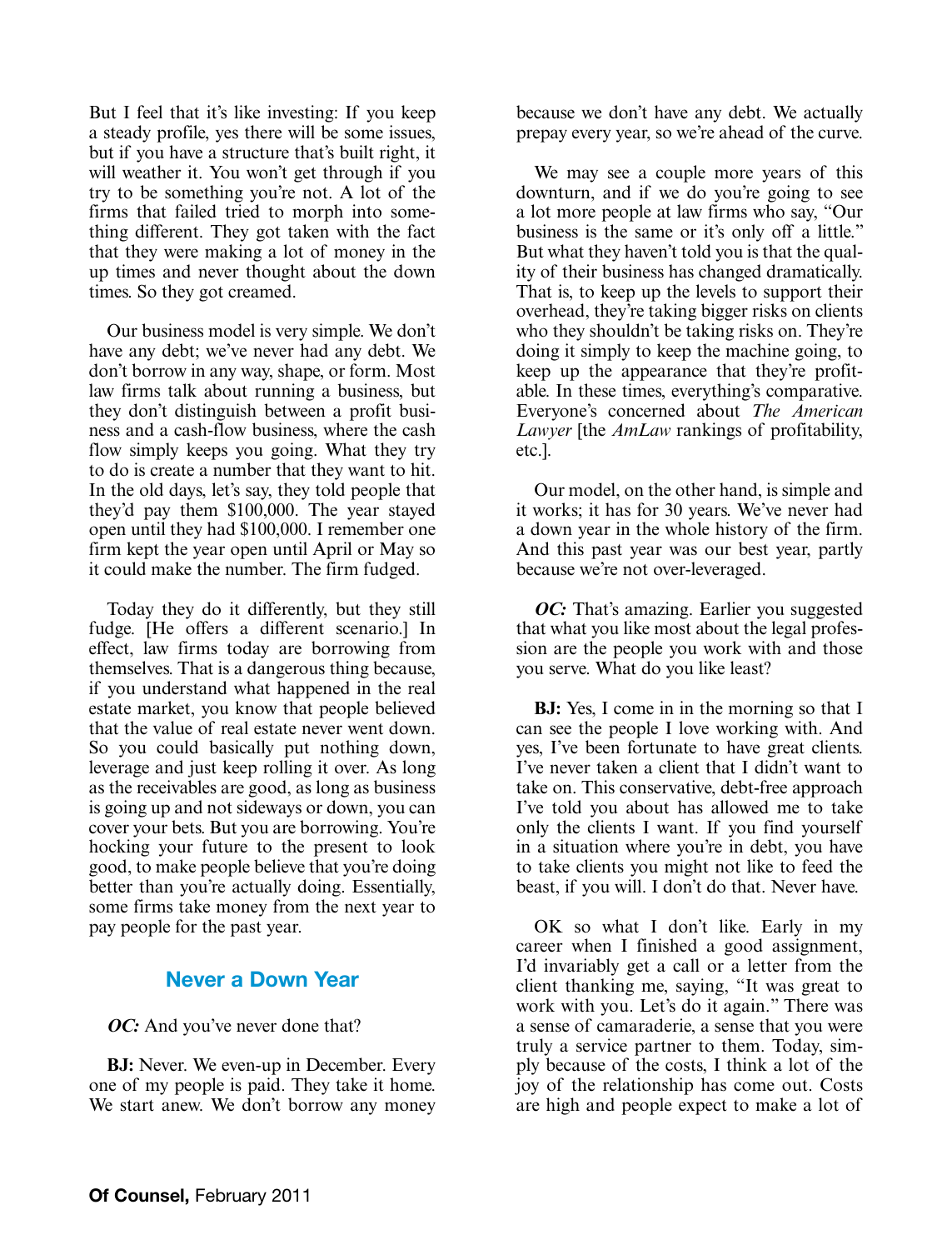But I feel that it's like investing: If you keep a steady profile, yes there will be some issues, but if you have a structure that's built right, it will weather it. You won't get through if you try to be something you're not. A lot of the firms that failed tried to morph into something different. They got taken with the fact that they were making a lot of money in the up times and never thought about the down times. So they got creamed.

Our business model is very simple. We don't have any debt; we've never had any debt. We don't borrow in any way, shape, or form. Most law firms talk about running a business, but they don't distinguish between a profit business and a cash-flow business, where the cash flow simply keeps you going. What they try to do is create a number that they want to hit. In the old days, let's say, they told people that they'd pay them $100,000. The year stayed open until they had $100,000. I remember one firm kept the year open until April or May so it could make the number. The firm fudged.

Today they do it differently, but they still fudge. [He offers a different scenario.] In effect, law firms today are borrowing from themselves. That is a dangerous thing because, if you understand what happened in the real estate market, you know that people believed that the value of real estate never went down. So you could basically put nothing down, leverage and just keep rolling it over. As long as the receivables are good, as long as business is going up and not sideways or down, you can cover your bets. But you are borrowing. You're hocking your future to the present to look good, to make people believe that you're doing better than you're actually doing. Essentially, some firms take money from the next year to pay people for the past year.

## Never a Down Year

***OC:*** And you've never done that?

**BJ:** Never. We even-up in December. Every one of my people is paid. They take it home. We start anew. We don't borrow any money because we don't have any debt. We actually prepay every year, so we're ahead of the curve.

We may see a couple more years of this downturn, and if we do you're going to see a lot more people at law firms who say, "Our business is the same or it's only off a little." But what they haven't told you is that the quality of their business has changed dramatically. That is, to keep up the levels to support their overhead, they're taking bigger risks on clients who they shouldn't be taking risks on. They're doing it simply to keep the machine going, to keep up the appearance that they're profitable. In these times, everything's comparative. Everyone's concerned about *The American Lawyer* [the *AmLaw* rankings of profitability, etc.].

Our model, on the other hand, is simple and it works; it has for 30 years. We've never had a down year in the whole history of the firm. And this past year was our best year, partly because we're not over-leveraged.

***OC:*** That's amazing. Earlier you suggested that what you like most about the legal profession are the people you work with and those you serve. What do you like least?

**BJ:** Yes, I come in in the morning so that I can see the people I love working with. And yes, I've been fortunate to have great clients. I've never taken a client that I didn't want to take on. This conservative, debt-free approach I've told you about has allowed me to take only the clients I want. If you find yourself in a situation where you're in debt, you have to take clients you might not like to feed the beast, if you will. I don't do that. Never have.

OK so what I don't like. Early in my career when I finished a good assignment, I'd invariably get a call or a letter from the client thanking me, saying, "It was great to work with you. Let's do it again." There was a sense of camaraderie, a sense that you were truly a service partner to them. Today, simply because of the costs, I think a lot of the joy of the relationship has come out. Costs are high and people expect to make a lot of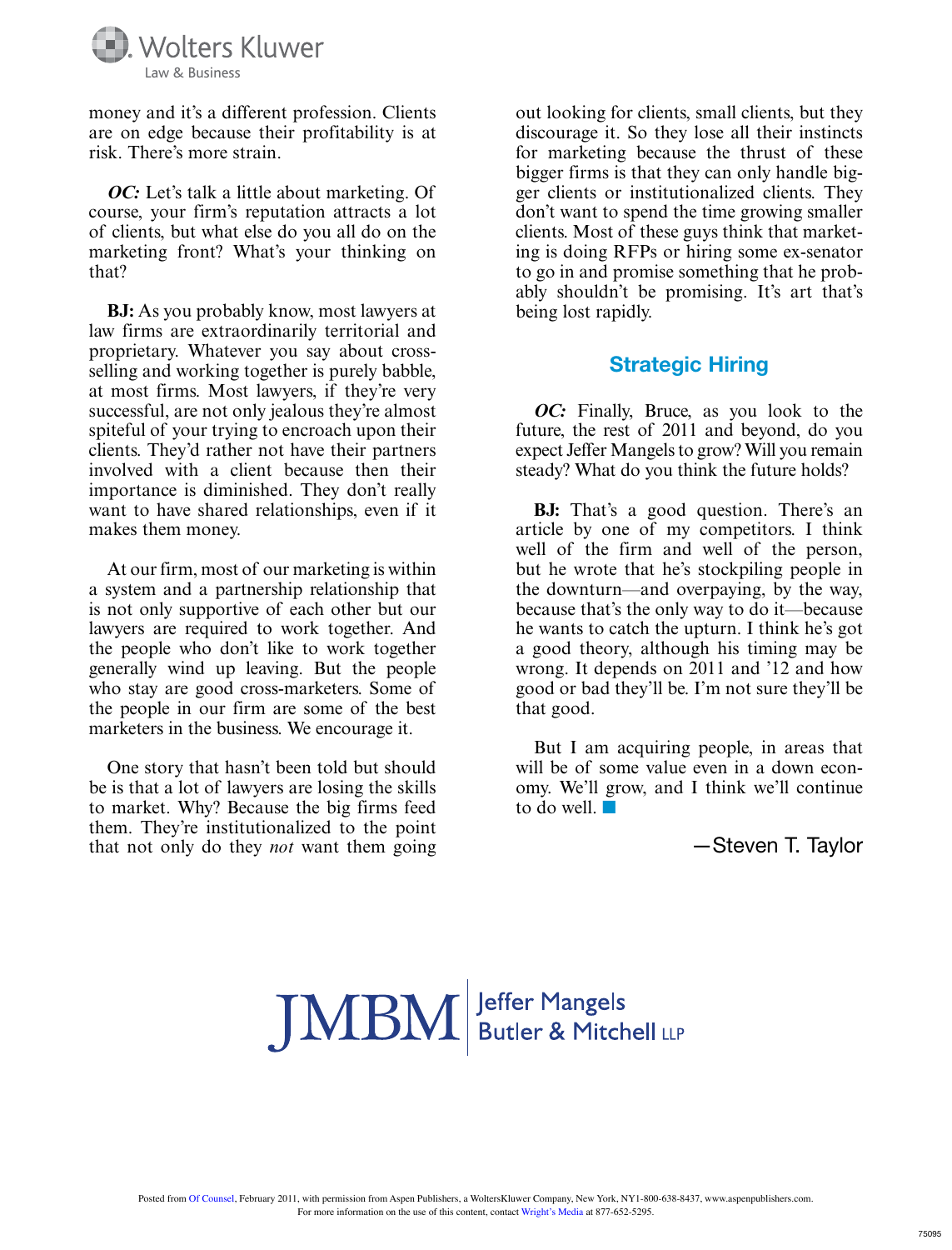money and it's a different profession. Clients are on edge because their profitability is at risk. There's more strain.

***OC:*** Let's talk a little about marketing. Of course, your firm's reputation attracts a lot of clients, but what else do you all do on the marketing front? What's your thinking on that?

**BJ:** As you probably know, most lawyers at law firms are extraordinarily territorial and proprietary. Whatever you say about cross-selling and working together is purely babble, at most firms. Most lawyers, if they're very successful, are not only jealous they're almost spiteful of your trying to encroach upon their clients. They'd rather not have their partners involved with a client because then their importance is diminished. They don't really want to have shared relationships, even if it makes them money.

At our firm, most of our marketing is within a system and a partnership relationship that is not only supportive of each other but our lawyers are required to work together. And the people who don't like to work together generally wind up leaving. But the people who stay are good cross-marketers. Some of the people in our firm are some of the best marketers in the business. We encourage it.

One story that hasn't been told but should be is that a lot of lawyers are losing the skills to market. Why? Because the big firms feed them. They're institutionalized to the point that not only do they *not* want them going out looking for clients, small clients, but they discourage it. So they lose all their instincts for marketing because the thrust of these bigger firms is that they can only handle bigger clients or institutionalized clients. They don't want to spend the time growing smaller clients. Most of these guys think that marketing is doing RFPs or hiring some ex-senator to go in and promise something that he probably shouldn't be promising. It's art that's being lost rapidly.

## Strategic Hiring

***OC:*** Finally, Bruce, as you look to the future, the rest of 2011 and beyond, do you expect Jeffer Mangels to grow? Will you remain steady? What do you think the future holds?

**BJ:** That's a good question. There's an article by one of my competitors. I think well of the firm and well of the person, but he wrote that he's stockpiling people in the downturn—and overpaying, by the way, because that's the only way to do it—because he wants to catch the upturn. I think he's got a good theory, although his timing may be wrong. It depends on 2011 and '12 and how good or bad they'll be. I'm not sure they'll be that good.

But I am acquiring people, in areas that will be of some value even in a down economy. We'll grow, and I think we'll continue to do well. ■

—Steven T. Taylor

JMBM Jeffer Mangels Butler & Mitchell LLP

Posted from Of Counsel, February 2011, with permission from Aspen Publishers, a WoltersKluwer Company, New York, NY1-800-638-8437, www.aspenpublishers.com. For more information on the use of this content, contact Wright's Media at 877-652-5295.